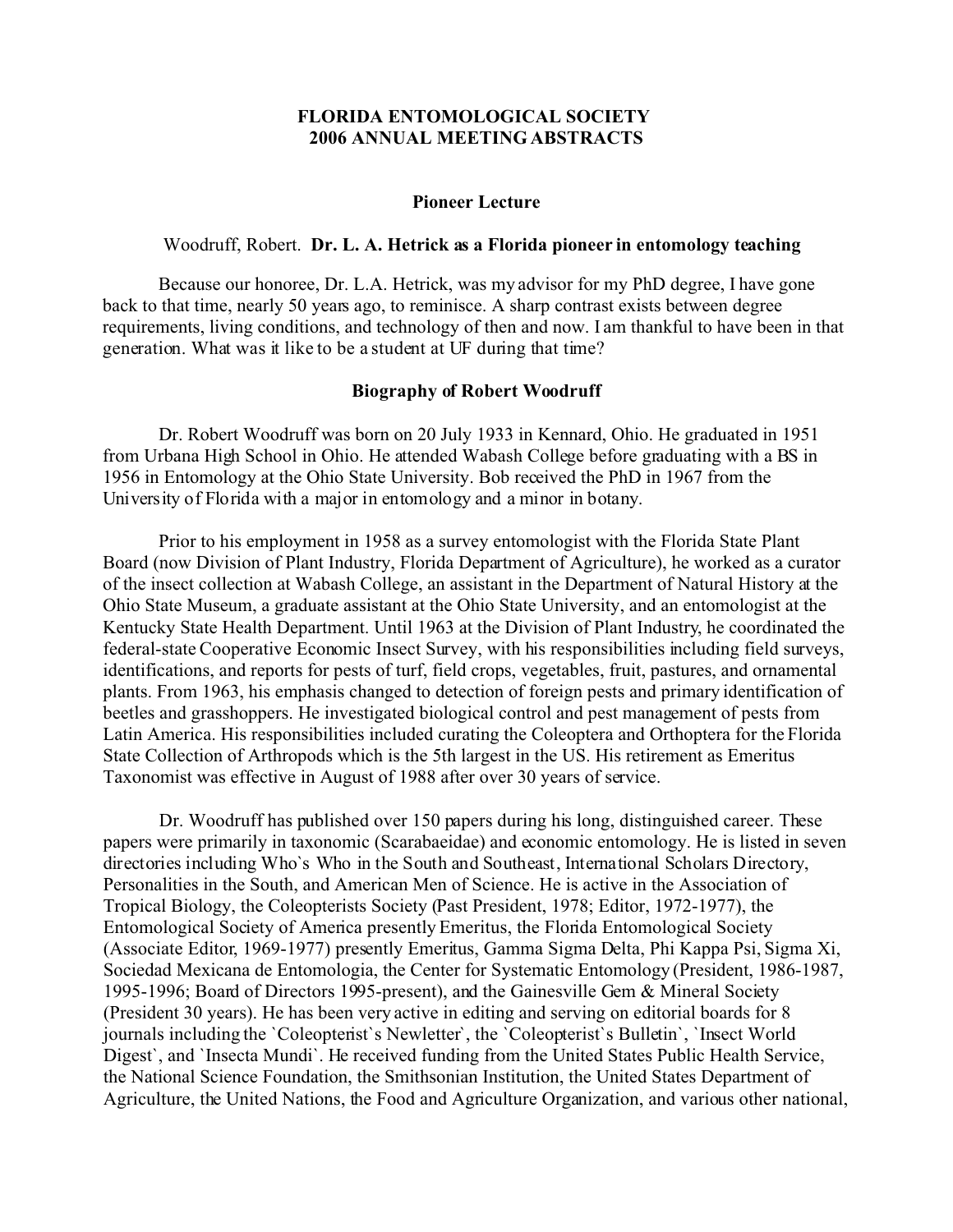# FLORIDA ENTOMOLOGICAL SOCIETY
# 2006 ANNUAL MEETING ABSTRACTS

## Pioneer Lecture

Woodruff, Robert. **Dr. L. A. Hetrick as a Florida pioneer in entomology teaching**

Because our honoree, Dr. L.A. Hetrick, was my advisor for my PhD degree, I have gone back to that time, nearly 50 years ago, to reminisce. A sharp contrast exists between degree requirements, living conditions, and technology of then and now. I am thankful to have been in that generation. What was it like to be a student at UF during that time?

## Biography of Robert Woodruff

Dr. Robert Woodruff was born on 20 July 1933 in Kennard, Ohio. He graduated in 1951 from Urbana High School in Ohio. He attended Wabash College before graduating with a BS in 1956 in Entomology at the Ohio State University. Bob received the PhD in 1967 from the University of Florida with a major in entomology and a minor in botany.

Prior to his employment in 1958 as a survey entomologist with the Florida State Plant Board (now Division of Plant Industry, Florida Department of Agriculture), he worked as a curator of the insect collection at Wabash College, an assistant in the Department of Natural History at the Ohio State Museum, a graduate assistant at the Ohio State University, and an entomologist at the Kentucky State Health Department. Until 1963 at the Division of Plant Industry, he coordinated the federal-state Cooperative Economic Insect Survey, with his responsibilities including field surveys, identifications, and reports for pests of turf, field crops, vegetables, fruit, pastures, and ornamental plants. From 1963, his emphasis changed to detection of foreign pests and primary identification of beetles and grasshoppers. He investigated biological control and pest management of pests from Latin America. His responsibilities included curating the Coleoptera and Orthoptera for the Florida State Collection of Arthropods which is the 5th largest in the US. His retirement as Emeritus Taxonomist was effective in August of 1988 after over 30 years of service.

Dr. Woodruff has published over 150 papers during his long, distinguished career. These papers were primarily in taxonomic (Scarabaeidae) and economic entomology. He is listed in seven directories including Who`s Who in the South and Southeast, International Scholars Directory, Personalities in the South, and American Men of Science. He is active in the Association of Tropical Biology, the Coleopterists Society (Past President, 1978; Editor, 1972-1977), the Entomological Society of America presently Emeritus, the Florida Entomological Society (Associate Editor, 1969-1977) presently Emeritus, Gamma Sigma Delta, Phi Kappa Psi, Sigma Xi, Sociedad Mexicana de Entomologia, the Center for Systematic Entomology (President, 1986-1987, 1995-1996; Board of Directors 1995-present), and the Gainesville Gem & Mineral Society (President 30 years). He has been very active in editing and serving on editorial boards for 8 journals including the `Coleopterist`s Newletter`, the `Coleopterist`s Bulletin`, `Insect World Digest`, and `Insecta Mundi`. He received funding from the United States Public Health Service, the National Science Foundation, the Smithsonian Institution, the United States Department of Agriculture, the United Nations, the Food and Agriculture Organization, and various other national,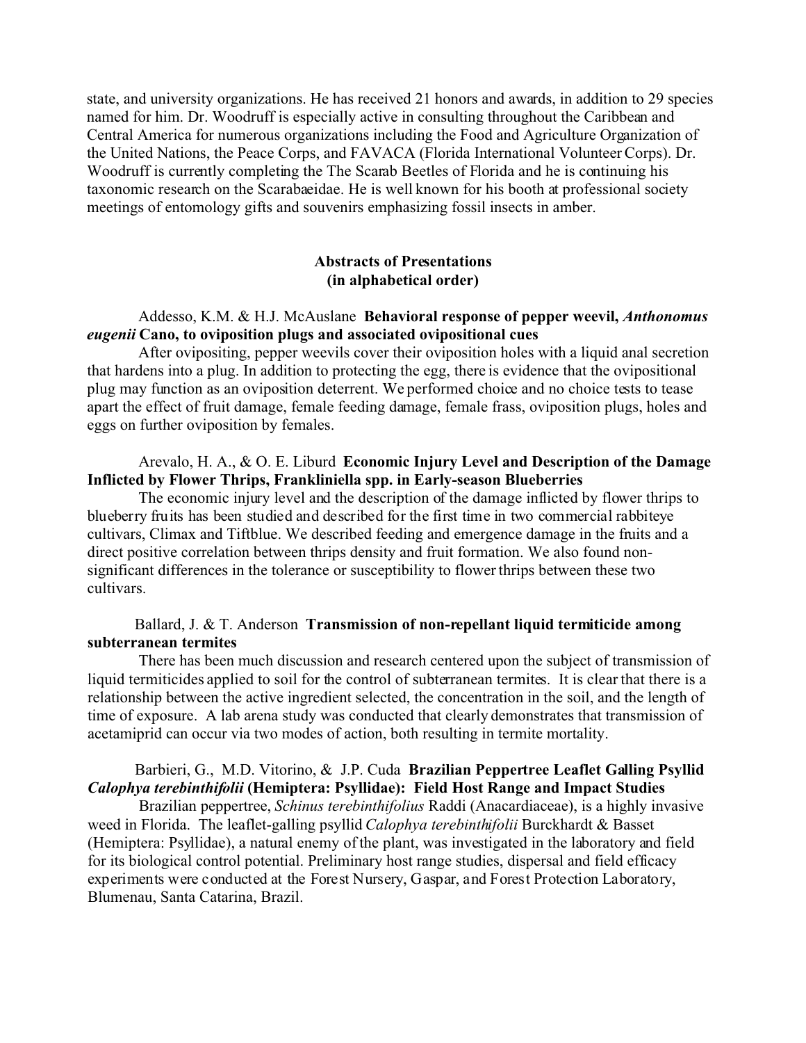state, and university organizations. He has received 21 honors and awards, in addition to 29 species named for him. Dr. Woodruff is especially active in consulting throughout the Caribbean and Central America for numerous organizations including the Food and Agriculture Organization of the United Nations, the Peace Corps, and FAVACA (Florida International Volunteer Corps). Dr. Woodruff is currently completing the The Scarab Beetles of Florida and he is continuing his taxonomic research on the Scarabaeidae. He is well known for his booth at professional society meetings of entomology gifts and souvenirs emphasizing fossil insects in amber.

## Abstracts of Presentations
## (in alphabetical order)

Addesso, K.M. & H.J. McAuslane **Behavioral response of pepper weevil, *Anthonomus eugenii* Cano, to oviposition plugs and associated ovipositional cues**

After ovipositing, pepper weevils cover their oviposition holes with a liquid anal secretion that hardens into a plug. In addition to protecting the egg, there is evidence that the ovipositional plug may function as an oviposition deterrent. We performed choice and no choice tests to tease apart the effect of fruit damage, female feeding damage, female frass, oviposition plugs, holes and eggs on further oviposition by females.

Arevalo, H. A., & O. E. Liburd **Economic Injury Level and Description of the Damage Inflicted by Flower Thrips, Frankliniella spp. in Early-season Blueberries**

The economic injury level and the description of the damage inflicted by flower thrips to blueberry fruits has been studied and described for the first time in two commercial rabbiteye cultivars, Climax and Tiftblue. We described feeding and emergence damage in the fruits and a direct positive correlation between thrips density and fruit formation. We also found non-significant differences in the tolerance or susceptibility to flower thrips between these two cultivars.

Ballard, J. & T. Anderson **Transmission of non-repellant liquid termiticide among subterranean termites**

There has been much discussion and research centered upon the subject of transmission of liquid termiticides applied to soil for the control of subterranean termites. It is clear that there is a relationship between the active ingredient selected, the concentration in the soil, and the length of time of exposure. A lab arena study was conducted that clearly demonstrates that transmission of acetamiprid can occur via two modes of action, both resulting in termite mortality.

Barbieri, G., M.D. Vitorino, & J.P. Cuda **Brazilian Peppertree Leaflet Galling Psyllid *Calophya terebinthifolii* (Hemiptera: Psyllidae): Field Host Range and Impact Studies**

Brazilian peppertree, *Schinus terebinthifolius* Raddi (Anacardiaceae), is a highly invasive weed in Florida. The leaflet-galling psyllid *Calophya terebinthifolii* Burckhardt & Basset (Hemiptera: Psyllidae), a natural enemy of the plant, was investigated in the laboratory and field for its biological control potential. Preliminary host range studies, dispersal and field efficacy experiments were conducted at the Forest Nursery, Gaspar, and Forest Protection Laboratory, Blumenau, Santa Catarina, Brazil.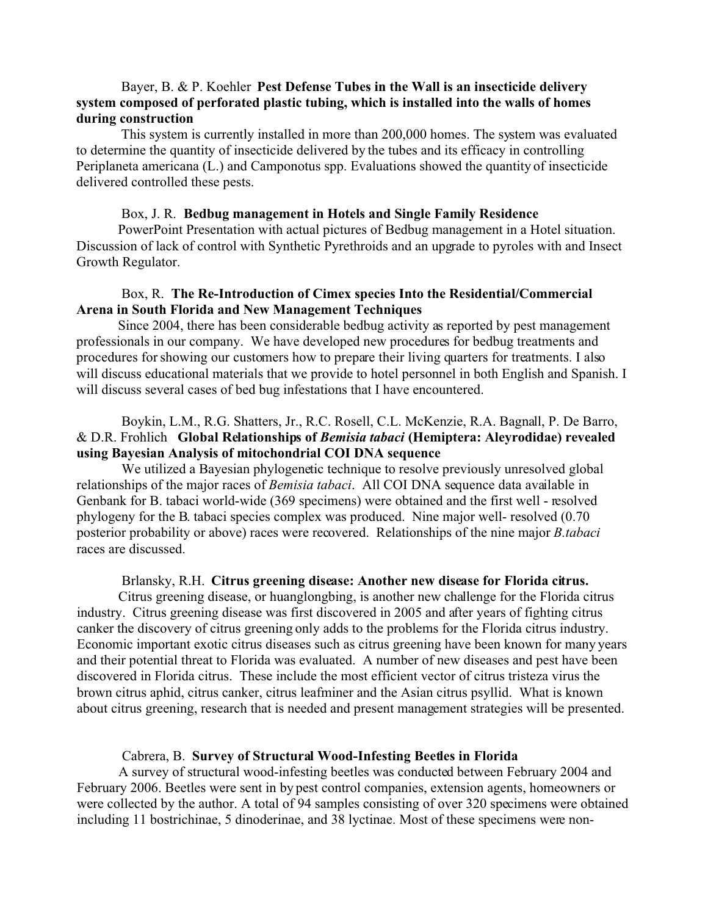Bayer, B. & P. Koehler **Pest Defense Tubes in the Wall is an insecticide delivery system composed of perforated plastic tubing, which is installed into the walls of homes during construction**

This system is currently installed in more than 200,000 homes. The system was evaluated to determine the quantity of insecticide delivered by the tubes and its efficacy in controlling Periplaneta americana (L.) and Camponotus spp. Evaluations showed the quantity of insecticide delivered controlled these pests.

Box, J. R. **Bedbug management in Hotels and Single Family Residence**

PowerPoint Presentation with actual pictures of Bedbug management in a Hotel situation. Discussion of lack of control with Synthetic Pyrethroids and an upgrade to pyroles with and Insect Growth Regulator.

Box, R. **The Re-Introduction of Cimex species Into the Residential/Commercial Arena in South Florida and New Management Techniques**

Since 2004, there has been considerable bedbug activity as reported by pest management professionals in our company. We have developed new procedures for bedbug treatments and procedures for showing our customers how to prepare their living quarters for treatments. I also will discuss educational materials that we provide to hotel personnel in both English and Spanish. I will discuss several cases of bed bug infestations that I have encountered.

Boykin, L.M., R.G. Shatters, Jr., R.C. Rosell, C.L. McKenzie, R.A. Bagnall, P. De Barro, & D.R. Frohlich **Global Relationships of *Bemisia tabaci* (Hemiptera: Aleyrodidae) revealed using Bayesian Analysis of mitochondrial COI DNA sequence**

We utilized a Bayesian phylogenetic technique to resolve previously unresolved global relationships of the major races of *Bemisia tabaci*. All COI DNA sequence data available in Genbank for B. tabaci world-wide (369 specimens) were obtained and the first well - resolved phylogeny for the B. tabaci species complex was produced. Nine major well- resolved (0.70 posterior probability or above) races were recovered. Relationships of the nine major *B.tabaci* races are discussed.

Brlansky, R.H. **Citrus greening disease: Another new disease for Florida citrus.**

Citrus greening disease, or huanglongbing, is another new challenge for the Florida citrus industry. Citrus greening disease was first discovered in 2005 and after years of fighting citrus canker the discovery of citrus greening only adds to the problems for the Florida citrus industry. Economic important exotic citrus diseases such as citrus greening have been known for many years and their potential threat to Florida was evaluated. A number of new diseases and pest have been discovered in Florida citrus. These include the most efficient vector of citrus tristeza virus the brown citrus aphid, citrus canker, citrus leafminer and the Asian citrus psyllid. What is known about citrus greening, research that is needed and present management strategies will be presented.

Cabrera, B. **Survey of Structural Wood-Infesting Beetles in Florida**

A survey of structural wood-infesting beetles was conducted between February 2004 and February 2006. Beetles were sent in by pest control companies, extension agents, homeowners or were collected by the author. A total of 94 samples consisting of over 320 specimens were obtained including 11 bostrichinae, 5 dinoderinae, and 38 lyctinae. Most of these specimens were non-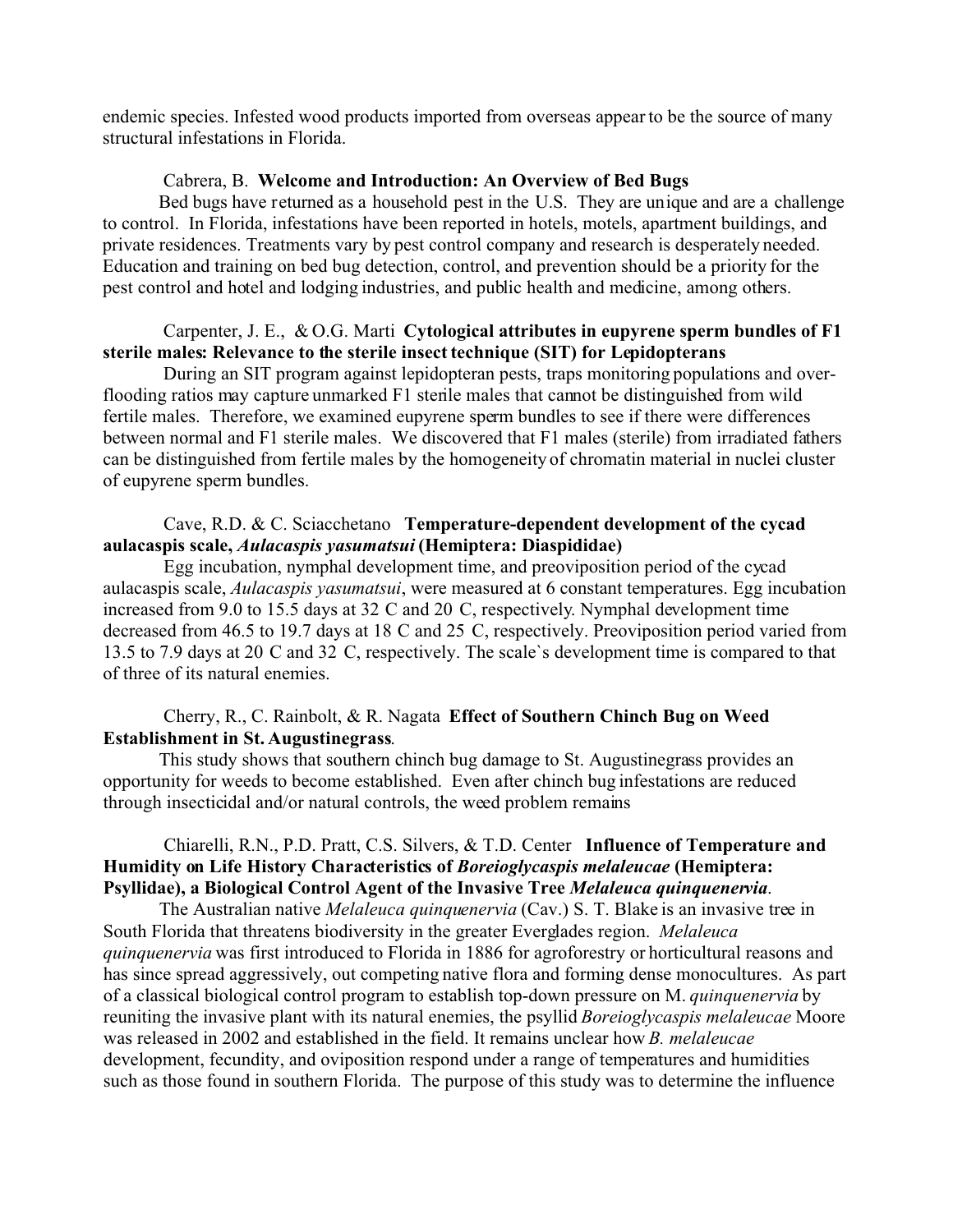endemic species. Infested wood products imported from overseas appear to be the source of many structural infestations in Florida.

Cabrera, B. **Welcome and Introduction: An Overview of Bed Bugs**

Bed bugs have returned as a household pest in the U.S. They are unique and are a challenge to control. In Florida, infestations have been reported in hotels, motels, apartment buildings, and private residences. Treatments vary by pest control company and research is desperately needed. Education and training on bed bug detection, control, and prevention should be a priority for the pest control and hotel and lodging industries, and public health and medicine, among others.

Carpenter, J. E., & O.G. Marti **Cytological attributes in eupyrene sperm bundles of F1 sterile males: Relevance to the sterile insect technique (SIT) for Lepidopterans**

During an SIT program against lepidopteran pests, traps monitoring populations and over-flooding ratios may capture unmarked F1 sterile males that cannot be distinguished from wild fertile males. Therefore, we examined eupyrene sperm bundles to see if there were differences between normal and F1 sterile males. We discovered that F1 males (sterile) from irradiated fathers can be distinguished from fertile males by the homogeneity of chromatin material in nuclei cluster of eupyrene sperm bundles.

Cave, R.D. & C. Sciacchetano **Temperature-dependent development of the cycad aulacaspis scale, *Aulacaspis yasumatsui* (Hemiptera: Diaspididae)**

Egg incubation, nymphal development time, and preoviposition period of the cycad aulacaspis scale, *Aulacaspis yasumatsui*, were measured at 6 constant temperatures. Egg incubation increased from 9.0 to 15.5 days at 32 C and 20 C, respectively. Nymphal development time decreased from 46.5 to 19.7 days at 18 C and 25 C, respectively. Preoviposition period varied from 13.5 to 7.9 days at 20 C and 32 C, respectively. The scale`s development time is compared to that of three of its natural enemies.

Cherry, R., C. Rainbolt, & R. Nagata **Effect of Southern Chinch Bug on Weed Establishment in St. Augustinegrass**.

This study shows that southern chinch bug damage to St. Augustinegrass provides an opportunity for weeds to become established. Even after chinch bug infestations are reduced through insecticidal and/or natural controls, the weed problem remains

Chiarelli, R.N., P.D. Pratt, C.S. Silvers, & T.D. Center **Influence of Temperature and Humidity on Life History Characteristics of *Boreioglycaspis melaleucae* (Hemiptera: Psyllidae), a Biological Control Agent of the Invasive Tree *Melaleuca quinquenervia*.**

The Australian native *Melaleuca quinquenervia* (Cav.) S. T. Blake is an invasive tree in South Florida that threatens biodiversity in the greater Everglades region. *Melaleuca quinquenervia* was first introduced to Florida in 1886 for agroforestry or horticultural reasons and has since spread aggressively, out competing native flora and forming dense monocultures. As part of a classical biological control program to establish top-down pressure on M. *quinquenervia* by reuniting the invasive plant with its natural enemies, the psyllid *Boreioglycaspis melaleucae* Moore was released in 2002 and established in the field. It remains unclear how *B. melaleucae* development, fecundity, and oviposition respond under a range of temperatures and humidities such as those found in southern Florida. The purpose of this study was to determine the influence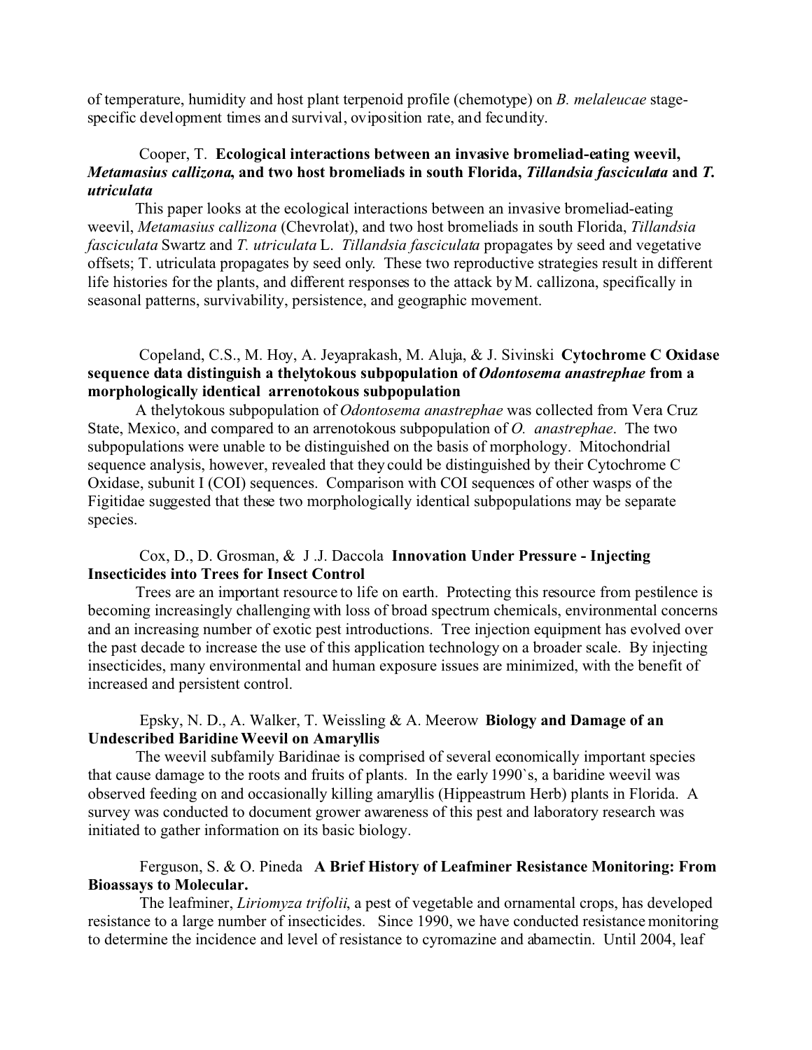of temperature, humidity and host plant terpenoid profile (chemotype) on *B. melaleucae* stage-specific development times and survival, oviposition rate, and fecundity.

Cooper, T. **Ecological interactions between an invasive bromeliad-eating weevil, *Metamasius callizona*, and two host bromeliads in south Florida, *Tillandsia fasciculata* and *T. utriculata***

This paper looks at the ecological interactions between an invasive bromeliad-eating weevil, *Metamasius callizona* (Chevrolat), and two host bromeliads in south Florida, *Tillandsia fasciculata* Swartz and *T. utriculata* L. *Tillandsia fasciculata* propagates by seed and vegetative offsets; T. utriculata propagates by seed only. These two reproductive strategies result in different life histories for the plants, and different responses to the attack by M. callizona, specifically in seasonal patterns, survivability, persistence, and geographic movement.

Copeland, C.S., M. Hoy, A. Jeyaprakash, M. Aluja, & J. Sivinski **Cytochrome C Oxidase sequence data distinguish a thelytokous subpopulation of *Odontosema anastrephae* from a morphologically identical arrenotokous subpopulation**

A thelytokous subpopulation of *Odontosema anastrephae* was collected from Vera Cruz State, Mexico, and compared to an arrenotokous subpopulation of *O. anastrephae*. The two subpopulations were unable to be distinguished on the basis of morphology. Mitochondrial sequence analysis, however, revealed that they could be distinguished by their Cytochrome C Oxidase, subunit I (COI) sequences. Comparison with COI sequences of other wasps of the Figitidae suggested that these two morphologically identical subpopulations may be separate species.

Cox, D., D. Grosman, & J .J. Daccola **Innovation Under Pressure - Injecting Insecticides into Trees for Insect Control**

Trees are an important resource to life on earth. Protecting this resource from pestilence is becoming increasingly challenging with loss of broad spectrum chemicals, environmental concerns and an increasing number of exotic pest introductions. Tree injection equipment has evolved over the past decade to increase the use of this application technology on a broader scale. By injecting insecticides, many environmental and human exposure issues are minimized, with the benefit of increased and persistent control.

Epsky, N. D., A. Walker, T. Weissling & A. Meerow **Biology and Damage of an Undescribed Baridine Weevil on Amaryllis**

The weevil subfamily Baridinae is comprised of several economically important species that cause damage to the roots and fruits of plants. In the early 1990`s, a baridine weevil was observed feeding on and occasionally killing amaryllis (Hippeastrum Herb) plants in Florida. A survey was conducted to document grower awareness of this pest and laboratory research was initiated to gather information on its basic biology.

Ferguson, S. & O. Pineda **A Brief History of Leafminer Resistance Monitoring: From Bioassays to Molecular.**

The leafminer, *Liriomyza trifolii*, a pest of vegetable and ornamental crops, has developed resistance to a large number of insecticides. Since 1990, we have conducted resistance monitoring to determine the incidence and level of resistance to cyromazine and abamectin. Until 2004, leaf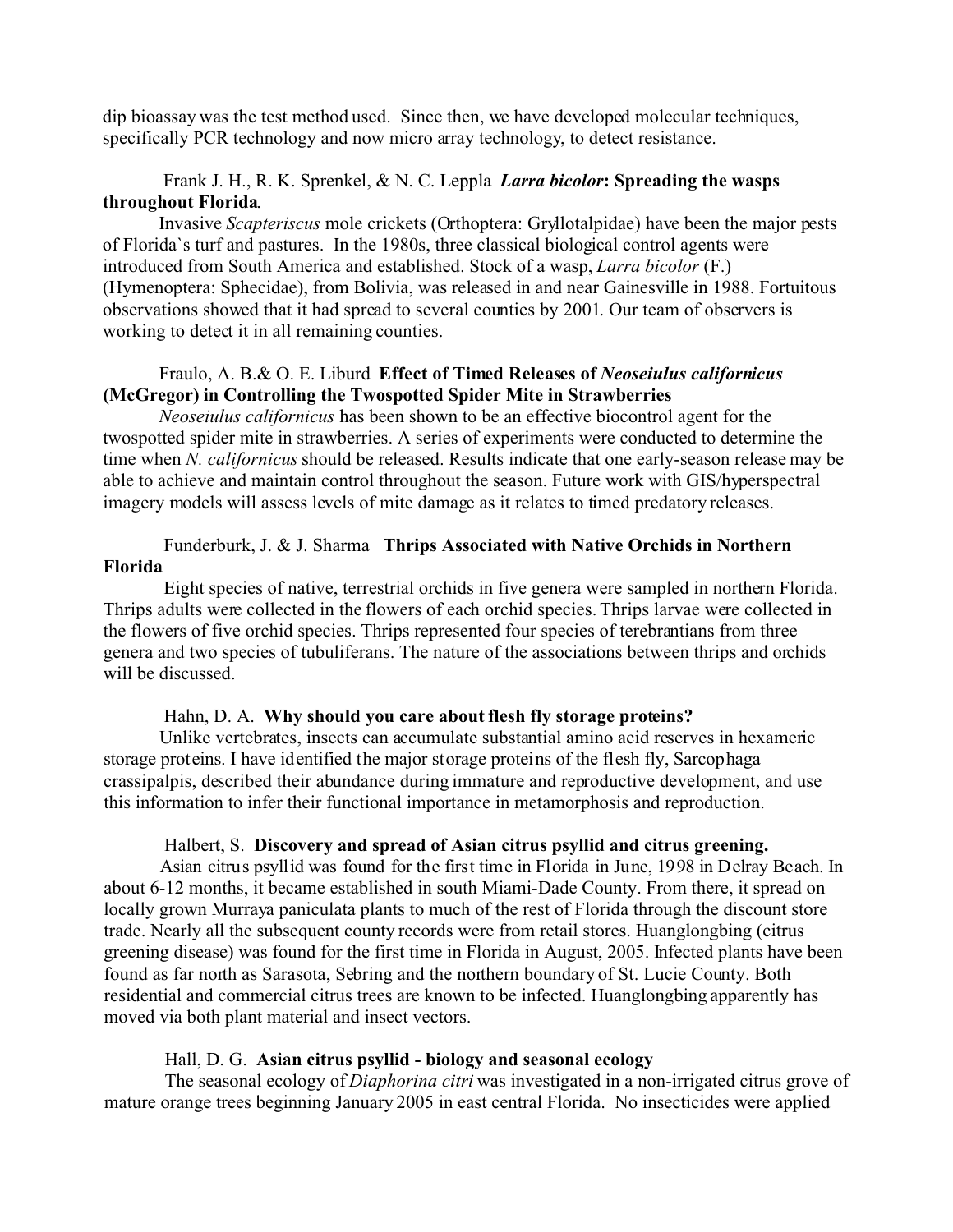dip bioassay was the test method used. Since then, we have developed molecular techniques, specifically PCR technology and now micro array technology, to detect resistance.

Frank J. H., R. K. Sprenkel, & N. C. Leppla ***Larra bicolor*: Spreading the wasps throughout Florida**.

Invasive *Scapteriscus* mole crickets (Orthoptera: Gryllotalpidae) have been the major pests of Florida`s turf and pastures. In the 1980s, three classical biological control agents were introduced from South America and established. Stock of a wasp, *Larra bicolor* (F.) (Hymenoptera: Sphecidae), from Bolivia, was released in and near Gainesville in 1988. Fortuitous observations showed that it had spread to several counties by 2001. Our team of observers is working to detect it in all remaining counties.

Fraulo, A. B.& O. E. Liburd **Effect of Timed Releases of *Neoseiulus californicus* (McGregor) in Controlling the Twospotted Spider Mite in Strawberries**

*Neoseiulus californicus* has been shown to be an effective biocontrol agent for the twospotted spider mite in strawberries. A series of experiments were conducted to determine the time when *N. californicus* should be released. Results indicate that one early-season release may be able to achieve and maintain control throughout the season. Future work with GIS/hyperspectral imagery models will assess levels of mite damage as it relates to timed predatory releases.

Funderburk, J. & J. Sharma **Thrips Associated with Native Orchids in Northern Florida**

Eight species of native, terrestrial orchids in five genera were sampled in northern Florida. Thrips adults were collected in the flowers of each orchid species. Thrips larvae were collected in the flowers of five orchid species. Thrips represented four species of terebrantians from three genera and two species of tubuliferans. The nature of the associations between thrips and orchids will be discussed.

Hahn, D. A. **Why should you care about flesh fly storage proteins?**

Unlike vertebrates, insects can accumulate substantial amino acid reserves in hexameric storage proteins. I have identified the major storage proteins of the flesh fly, Sarcophaga crassipalpis, described their abundance during immature and reproductive development, and use this information to infer their functional importance in metamorphosis and reproduction.

Halbert, S. **Discovery and spread of Asian citrus psyllid and citrus greening.**

Asian citrus psyllid was found for the first time in Florida in June, 1998 in Delray Beach. In about 6-12 months, it became established in south Miami-Dade County. From there, it spread on locally grown Murraya paniculata plants to much of the rest of Florida through the discount store trade. Nearly all the subsequent county records were from retail stores. Huanglongbing (citrus greening disease) was found for the first time in Florida in August, 2005. Infected plants have been found as far north as Sarasota, Sebring and the northern boundary of St. Lucie County. Both residential and commercial citrus trees are known to be infected. Huanglongbing apparently has moved via both plant material and insect vectors.

Hall, D. G. **Asian citrus psyllid - biology and seasonal ecology**

The seasonal ecology of *Diaphorina citri* was investigated in a non-irrigated citrus grove of mature orange trees beginning January 2005 in east central Florida. No insecticides were applied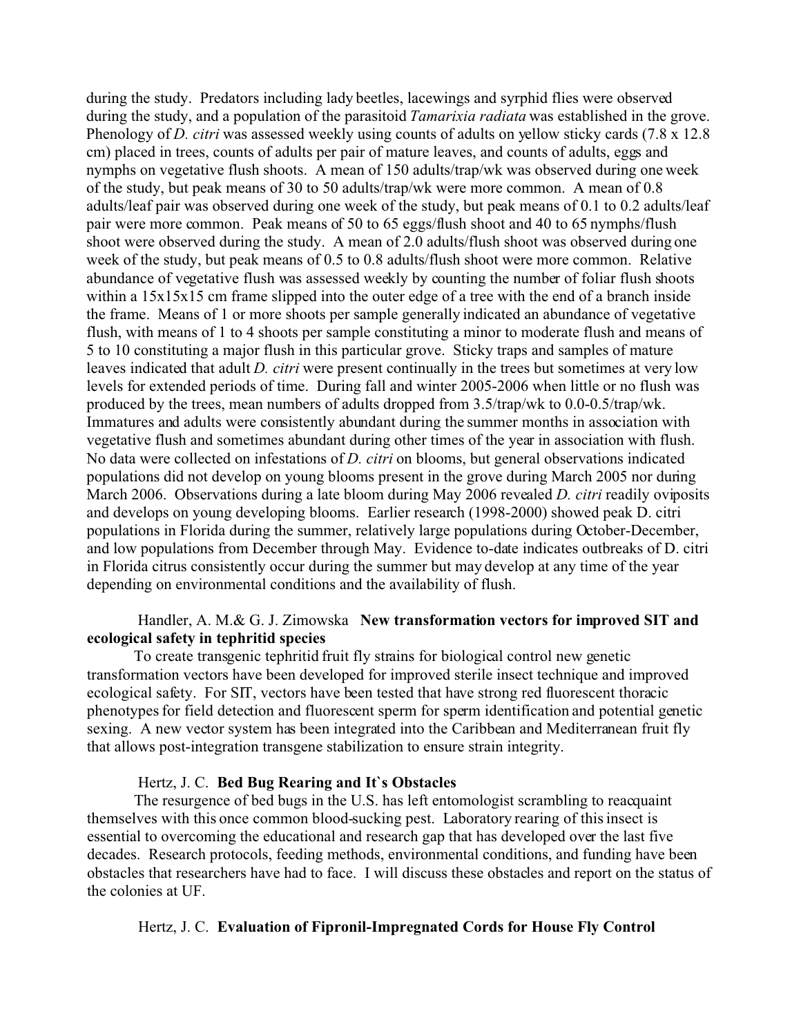during the study. Predators including lady beetles, lacewings and syrphid flies were observed during the study, and a population of the parasitoid *Tamarixia radiata* was established in the grove. Phenology of *D. citri* was assessed weekly using counts of adults on yellow sticky cards (7.8 x 12.8 cm) placed in trees, counts of adults per pair of mature leaves, and counts of adults, eggs and nymphs on vegetative flush shoots. A mean of 150 adults/trap/wk was observed during one week of the study, but peak means of 30 to 50 adults/trap/wk were more common. A mean of 0.8 adults/leaf pair was observed during one week of the study, but peak means of 0.1 to 0.2 adults/leaf pair were more common. Peak means of 50 to 65 eggs/flush shoot and 40 to 65 nymphs/flush shoot were observed during the study. A mean of 2.0 adults/flush shoot was observed during one week of the study, but peak means of 0.5 to 0.8 adults/flush shoot were more common. Relative abundance of vegetative flush was assessed weekly by counting the number of foliar flush shoots within a 15x15x15 cm frame slipped into the outer edge of a tree with the end of a branch inside the frame. Means of 1 or more shoots per sample generally indicated an abundance of vegetative flush, with means of 1 to 4 shoots per sample constituting a minor to moderate flush and means of 5 to 10 constituting a major flush in this particular grove. Sticky traps and samples of mature leaves indicated that adult *D. citri* were present continually in the trees but sometimes at very low levels for extended periods of time. During fall and winter 2005-2006 when little or no flush was produced by the trees, mean numbers of adults dropped from 3.5/trap/wk to 0.0-0.5/trap/wk. Immatures and adults were consistently abundant during the summer months in association with vegetative flush and sometimes abundant during other times of the year in association with flush. No data were collected on infestations of *D. citri* on blooms, but general observations indicated populations did not develop on young blooms present in the grove during March 2005 nor during March 2006. Observations during a late bloom during May 2006 revealed *D. citri* readily oviposits and develops on young developing blooms. Earlier research (1998-2000) showed peak D. citri populations in Florida during the summer, relatively large populations during October-December, and low populations from December through May. Evidence to-date indicates outbreaks of D. citri in Florida citrus consistently occur during the summer but may develop at any time of the year depending on environmental conditions and the availability of flush.

Handler, A. M.& G. J. Zimowska **New transformation vectors for improved SIT and ecological safety in tephritid species**

To create transgenic tephritid fruit fly strains for biological control new genetic transformation vectors have been developed for improved sterile insect technique and improved ecological safety. For SIT, vectors have been tested that have strong red fluorescent thoracic phenotypes for field detection and fluorescent sperm for sperm identification and potential genetic sexing. A new vector system has been integrated into the Caribbean and Mediterranean fruit fly that allows post-integration transgene stabilization to ensure strain integrity.

Hertz, J. C. **Bed Bug Rearing and It`s Obstacles**

The resurgence of bed bugs in the U.S. has left entomologist scrambling to reacquaint themselves with this once common blood-sucking pest. Laboratory rearing of this insect is essential to overcoming the educational and research gap that has developed over the last five decades. Research protocols, feeding methods, environmental conditions, and funding have been obstacles that researchers have had to face. I will discuss these obstacles and report on the status of the colonies at UF.

Hertz, J. C. **Evaluation of Fipronil-Impregnated Cords for House Fly Control**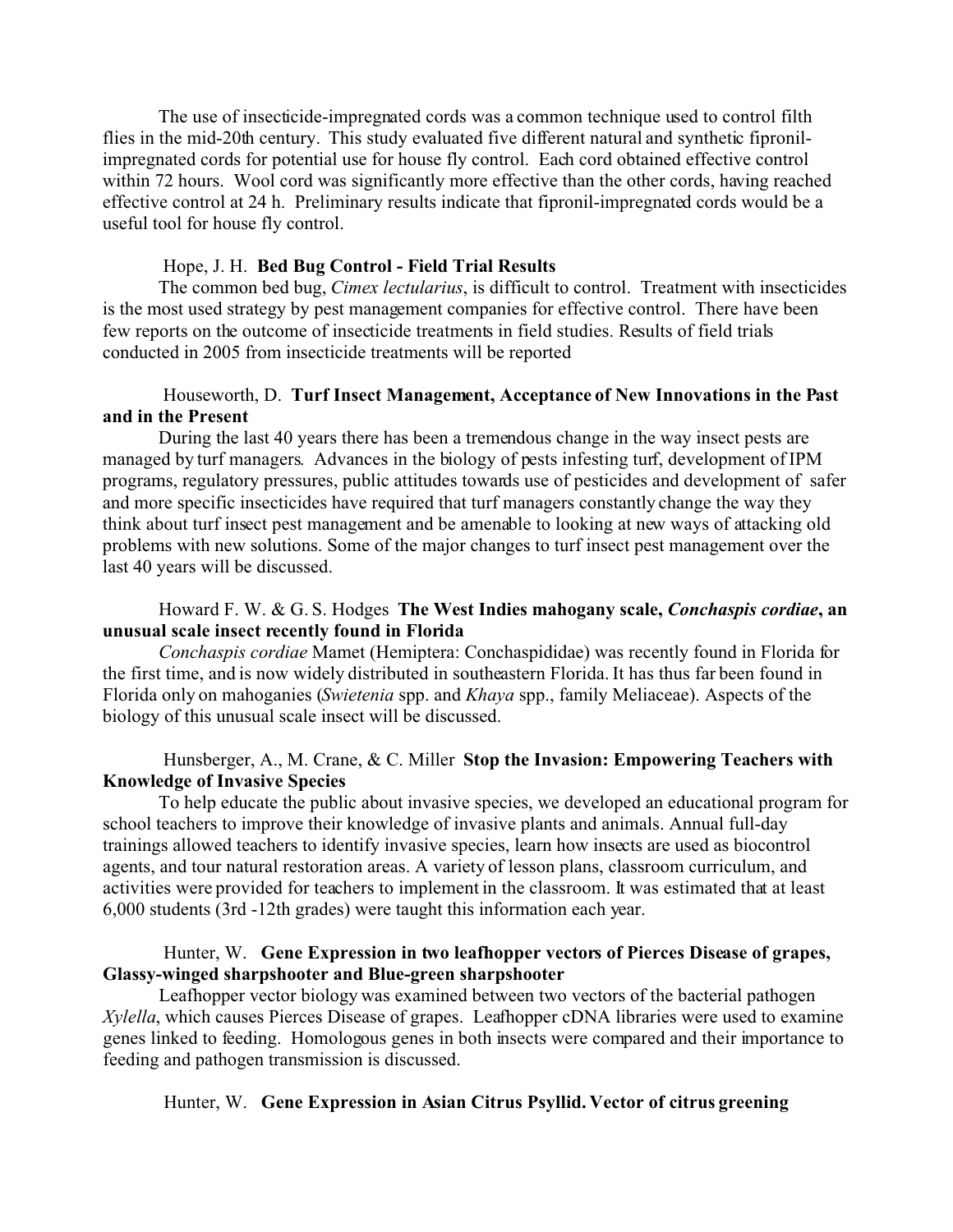The use of insecticide-impregnated cords was a common technique used to control filth flies in the mid-20th century. This study evaluated five different natural and synthetic fipronil-impregnated cords for potential use for house fly control. Each cord obtained effective control within 72 hours. Wool cord was significantly more effective than the other cords, having reached effective control at 24 h. Preliminary results indicate that fipronil-impregnated cords would be a useful tool for house fly control.

Hope, J. H. **Bed Bug Control - Field Trial Results**

The common bed bug, *Cimex lectularius*, is difficult to control. Treatment with insecticides is the most used strategy by pest management companies for effective control. There have been few reports on the outcome of insecticide treatments in field studies. Results of field trials conducted in 2005 from insecticide treatments will be reported

Houseworth, D. **Turf Insect Management, Acceptance of New Innovations in the Past and in the Present**

During the last 40 years there has been a tremendous change in the way insect pests are managed by turf managers. Advances in the biology of pests infesting turf, development of IPM programs, regulatory pressures, public attitudes towards use of pesticides and development of safer and more specific insecticides have required that turf managers constantly change the way they think about turf insect pest management and be amenable to looking at new ways of attacking old problems with new solutions. Some of the major changes to turf insect pest management over the last 40 years will be discussed.

Howard F. W. & G. S. Hodges **The West Indies mahogany scale, *Conchaspis cordiae*, an unusual scale insect recently found in Florida**

*Conchaspis cordiae* Mamet (Hemiptera: Conchaspididae) was recently found in Florida for the first time, and is now widely distributed in southeastern Florida. It has thus far been found in Florida only on mahoganies (*Swietenia* spp. and *Khaya* spp., family Meliaceae). Aspects of the biology of this unusual scale insect will be discussed.

Hunsberger, A., M. Crane, & C. Miller **Stop the Invasion: Empowering Teachers with Knowledge of Invasive Species**

To help educate the public about invasive species, we developed an educational program for school teachers to improve their knowledge of invasive plants and animals. Annual full-day trainings allowed teachers to identify invasive species, learn how insects are used as biocontrol agents, and tour natural restoration areas. A variety of lesson plans, classroom curriculum, and activities were provided for teachers to implement in the classroom. It was estimated that at least 6,000 students (3rd -12th grades) were taught this information each year.

Hunter, W. **Gene Expression in two leafhopper vectors of Pierces Disease of grapes, Glassy-winged sharpshooter and Blue-green sharpshooter**

Leafhopper vector biology was examined between two vectors of the bacterial pathogen *Xylella*, which causes Pierces Disease of grapes. Leafhopper cDNA libraries were used to examine genes linked to feeding. Homologous genes in both insects were compared and their importance to feeding and pathogen transmission is discussed.

Hunter, W. **Gene Expression in Asian Citrus Psyllid. Vector of citrus greening**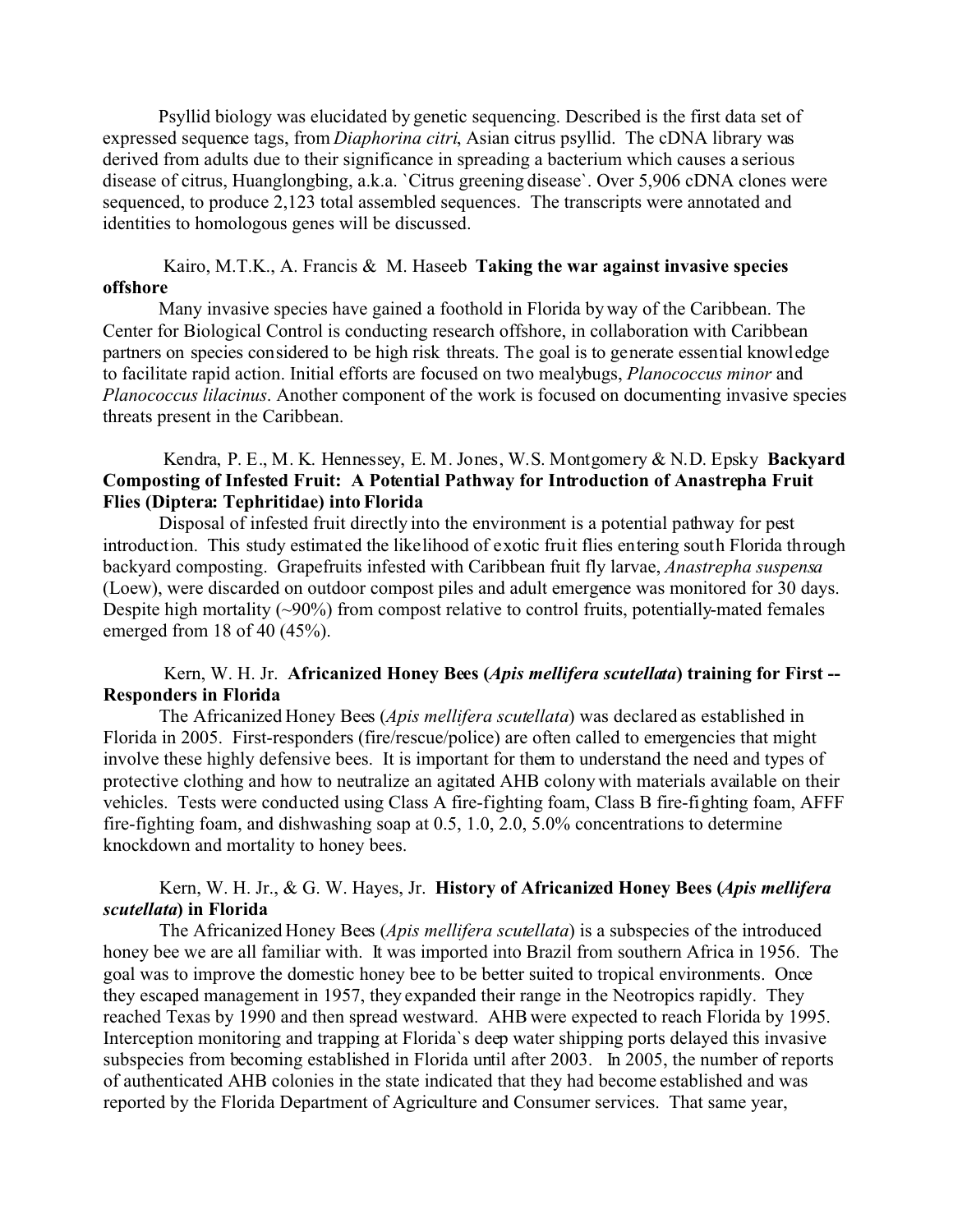Psyllid biology was elucidated by genetic sequencing. Described is the first data set of expressed sequence tags, from *Diaphorina citri*, Asian citrus psyllid. The cDNA library was derived from adults due to their significance in spreading a bacterium which causes a serious disease of citrus, Huanglongbing, a.k.a. `Citrus greening disease`. Over 5,906 cDNA clones were sequenced, to produce 2,123 total assembled sequences. The transcripts were annotated and identities to homologous genes will be discussed.

Kairo, M.T.K., A. Francis & M. Haseeb **Taking the war against invasive species offshore**

Many invasive species have gained a foothold in Florida by way of the Caribbean. The Center for Biological Control is conducting research offshore, in collaboration with Caribbean partners on species considered to be high risk threats. The goal is to generate essential knowledge to facilitate rapid action. Initial efforts are focused on two mealybugs, *Planococcus minor* and *Planococcus lilacinus*. Another component of the work is focused on documenting invasive species threats present in the Caribbean.

Kendra, P. E., M. K. Hennessey, E. M. Jones, W.S. Montgomery & N.D. Epsky **Backyard Composting of Infested Fruit: A Potential Pathway for Introduction of Anastrepha Fruit Flies (Diptera: Tephritidae) into Florida**

Disposal of infested fruit directly into the environment is a potential pathway for pest introduction. This study estimated the likelihood of exotic fruit flies entering south Florida through backyard composting. Grapefruits infested with Caribbean fruit fly larvae, *Anastrepha suspensa* (Loew), were discarded on outdoor compost piles and adult emergence was monitored for 30 days. Despite high mortality (~90%) from compost relative to control fruits, potentially-mated females emerged from 18 of 40 (45%).

Kern, W. H. Jr. **Africanized Honey Bees (*Apis mellifera scutellata*) training for First -- Responders in Florida**

The Africanized Honey Bees (*Apis mellifera scutellata*) was declared as established in Florida in 2005. First-responders (fire/rescue/police) are often called to emergencies that might involve these highly defensive bees. It is important for them to understand the need and types of protective clothing and how to neutralize an agitated AHB colony with materials available on their vehicles. Tests were conducted using Class A fire-fighting foam, Class B fire-fighting foam, AFFF fire-fighting foam, and dishwashing soap at 0.5, 1.0, 2.0, 5.0% concentrations to determine knockdown and mortality to honey bees.

Kern, W. H. Jr., & G. W. Hayes, Jr. **History of Africanized Honey Bees (*Apis mellifera scutellata*) in Florida**

The Africanized Honey Bees (*Apis mellifera scutellata*) is a subspecies of the introduced honey bee we are all familiar with. It was imported into Brazil from southern Africa in 1956. The goal was to improve the domestic honey bee to be better suited to tropical environments. Once they escaped management in 1957, they expanded their range in the Neotropics rapidly. They reached Texas by 1990 and then spread westward. AHB were expected to reach Florida by 1995. Interception monitoring and trapping at Florida`s deep water shipping ports delayed this invasive subspecies from becoming established in Florida until after 2003. In 2005, the number of reports of authenticated AHB colonies in the state indicated that they had become established and was reported by the Florida Department of Agriculture and Consumer services. That same year,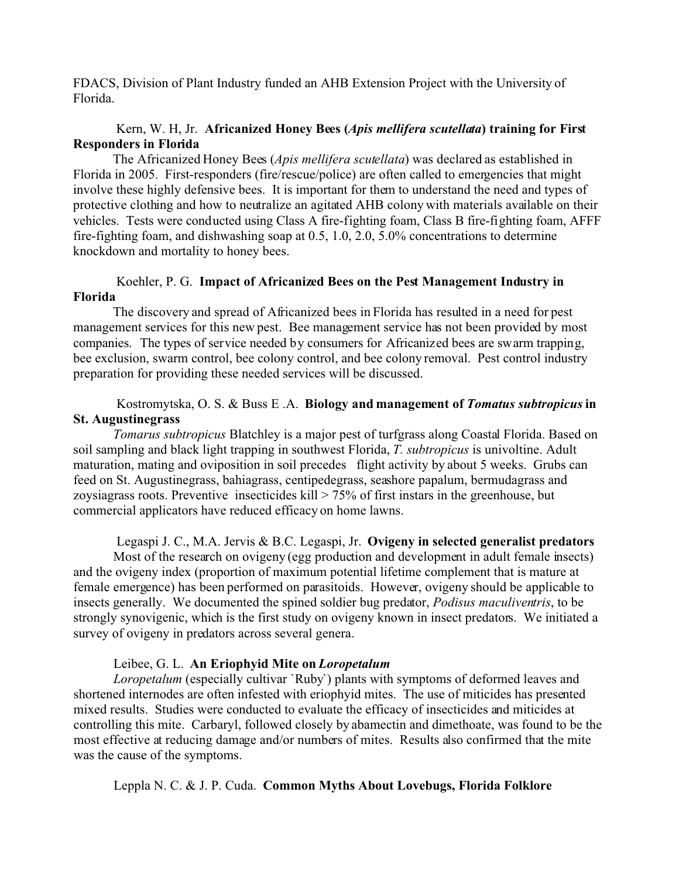FDACS, Division of Plant Industry funded an AHB Extension Project with the University of Florida.

Kern, W. H, Jr. **Africanized Honey Bees (*Apis mellifera scutellata*) training for First Responders in Florida**

The Africanized Honey Bees (*Apis mellifera scutellata*) was declared as established in Florida in 2005. First-responders (fire/rescue/police) are often called to emergencies that might involve these highly defensive bees. It is important for them to understand the need and types of protective clothing and how to neutralize an agitated AHB colony with materials available on their vehicles. Tests were conducted using Class A fire-fighting foam, Class B fire-fighting foam, AFFF fire-fighting foam, and dishwashing soap at 0.5, 1.0, 2.0, 5.0% concentrations to determine knockdown and mortality to honey bees.

Koehler, P. G. **Impact of Africanized Bees on the Pest Management Industry in Florida**

The discovery and spread of Africanized bees in Florida has resulted in a need for pest management services for this new pest. Bee management service has not been provided by most companies. The types of service needed by consumers for Africanized bees are swarm trapping, bee exclusion, swarm control, bee colony control, and bee colony removal. Pest control industry preparation for providing these needed services will be discussed.

Kostromytska, O. S. & Buss E .A. **Biology and management of *Tomatus subtropicus* in St. Augustinegrass**

*Tomarus subtropicus* Blatchley is a major pest of turfgrass along Coastal Florida. Based on soil sampling and black light trapping in southwest Florida, *T. subtropicus* is univoltine. Adult maturation, mating and oviposition in soil precedes flight activity by about 5 weeks. Grubs can feed on St. Augustinegrass, bahiagrass, centipedegrass, seashore papalum, bermudagrass and zoysiagrass roots. Preventive insecticides kill > 75% of first instars in the greenhouse, but commercial applicators have reduced efficacy on home lawns.

Legaspi J. C., M.A. Jervis & B.C. Legaspi, Jr. **Ovigeny in selected generalist predators**

Most of the research on ovigeny (egg production and development in adult female insects) and the ovigeny index (proportion of maximum potential lifetime complement that is mature at female emergence) has been performed on parasitoids. However, ovigeny should be applicable to insects generally. We documented the spined soldier bug predator, *Podisus maculiventris*, to be strongly synovigenic, which is the first study on ovigeny known in insect predators. We initiated a survey of ovigeny in predators across several genera.

Leibee, G. L. **An Eriophyid Mite on *Loropetalum***

*Loropetalum* (especially cultivar `Ruby`) plants with symptoms of deformed leaves and shortened internodes are often infested with eriophyid mites. The use of miticides has presented mixed results. Studies were conducted to evaluate the efficacy of insecticides and miticides at controlling this mite. Carbaryl, followed closely by abamectin and dimethoate, was found to be the most effective at reducing damage and/or numbers of mites. Results also confirmed that the mite was the cause of the symptoms.

Leppla N. C. & J. P. Cuda. **Common Myths About Lovebugs, Florida Folklore**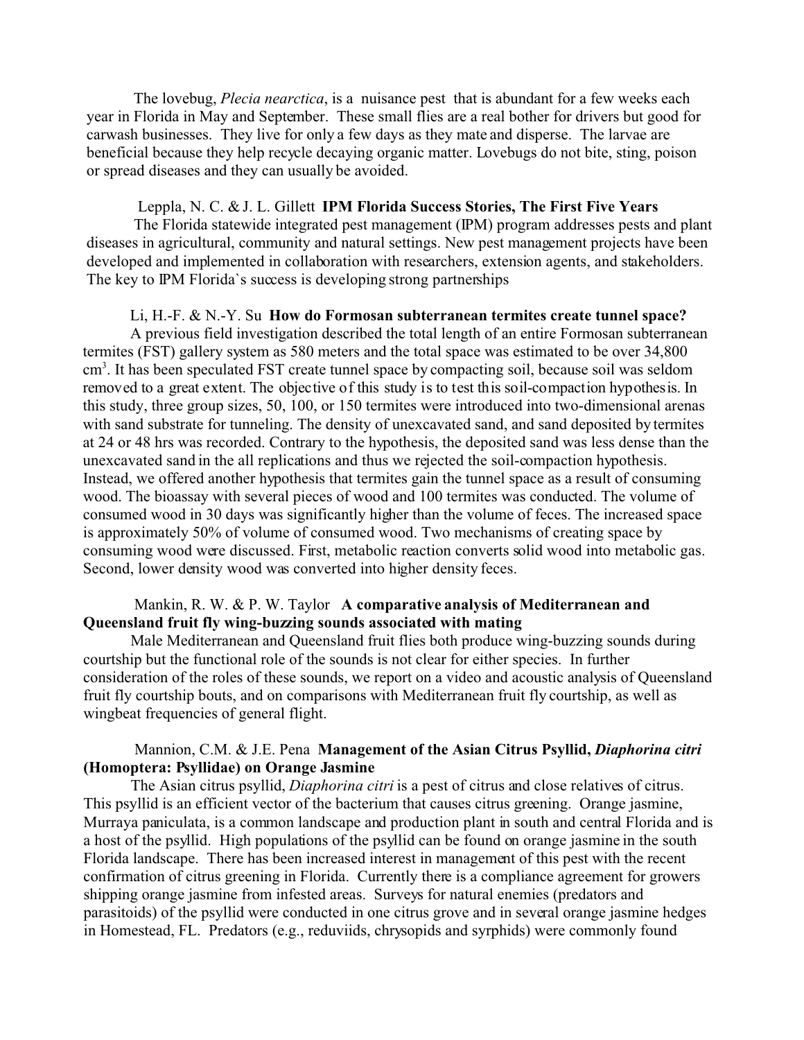The lovebug, *Plecia nearctica*, is a nuisance pest that is abundant for a few weeks each year in Florida in May and September. These small flies are a real bother for drivers but good for carwash businesses. They live for only a few days as they mate and disperse. The larvae are beneficial because they help recycle decaying organic matter. Lovebugs do not bite, sting, poison or spread diseases and they can usually be avoided.

Leppla, N. C. & J. L. Gillett **IPM Florida Success Stories, The First Five Years**

The Florida statewide integrated pest management (IPM) program addresses pests and plant diseases in agricultural, community and natural settings. New pest management projects have been developed and implemented in collaboration with researchers, extension agents, and stakeholders. The key to IPM Florida`s success is developing strong partnerships

Li, H.-F. & N.-Y. Su **How do Formosan subterranean termites create tunnel space?**

A previous field investigation described the total length of an entire Formosan subterranean termites (FST) gallery system as 580 meters and the total space was estimated to be over 34,800 $cm^3$. It has been speculated FST create tunnel space by compacting soil, because soil was seldom removed to a great extent. The objective of this study is to test this soil-compaction hypothesis. In this study, three group sizes, 50, 100, or 150 termites were introduced into two-dimensional arenas with sand substrate for tunneling. The density of unexcavated sand, and sand deposited by termites at 24 or 48 hrs was recorded. Contrary to the hypothesis, the deposited sand was less dense than the unexcavated sand in the all replications and thus we rejected the soil-compaction hypothesis. Instead, we offered another hypothesis that termites gain the tunnel space as a result of consuming wood. The bioassay with several pieces of wood and 100 termites was conducted. The volume of consumed wood in 30 days was significantly higher than the volume of feces. The increased space is approximately 50% of volume of consumed wood. Two mechanisms of creating space by consuming wood were discussed. First, metabolic reaction converts solid wood into metabolic gas. Second, lower density wood was converted into higher density feces.

Mankin, R. W. & P. W. Taylor **A comparative analysis of Mediterranean and Queensland fruit fly wing-buzzing sounds associated with mating**

Male Mediterranean and Queensland fruit flies both produce wing-buzzing sounds during courtship but the functional role of the sounds is not clear for either species. In further consideration of the roles of these sounds, we report on a video and acoustic analysis of Queensland fruit fly courtship bouts, and on comparisons with Mediterranean fruit fly courtship, as well as wingbeat frequencies of general flight.

Mannion, C.M. & J.E. Pena **Management of the Asian Citrus Psyllid, *Diaphorina citri* (Homoptera: Psyllidae) on Orange Jasmine**

The Asian citrus psyllid, *Diaphorina citri* is a pest of citrus and close relatives of citrus. This psyllid is an efficient vector of the bacterium that causes citrus greening. Orange jasmine, Murraya paniculata, is a common landscape and production plant in south and central Florida and is a host of the psyllid. High populations of the psyllid can be found on orange jasmine in the south Florida landscape. There has been increased interest in management of this pest with the recent confirmation of citrus greening in Florida. Currently there is a compliance agreement for growers shipping orange jasmine from infested areas. Surveys for natural enemies (predators and parasitoids) of the psyllid were conducted in one citrus grove and in several orange jasmine hedges in Homestead, FL. Predators (e.g., reduviids, chrysopids and syrphids) were commonly found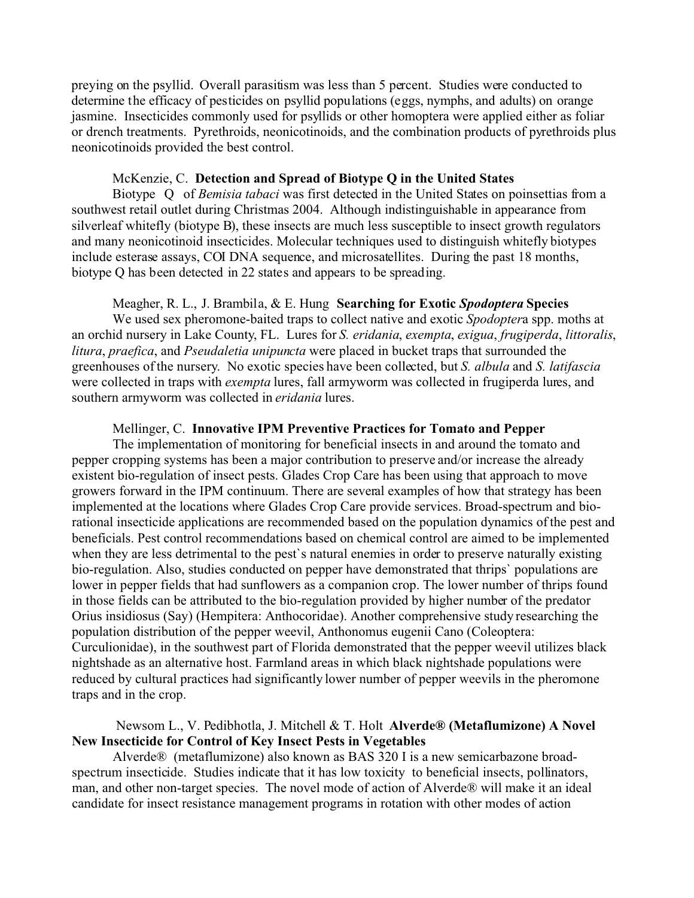preying on the psyllid. Overall parasitism was less than 5 percent. Studies were conducted to determine the efficacy of pesticides on psyllid populations (eggs, nymphs, and adults) on orange jasmine. Insecticides commonly used for psyllids or other homoptera were applied either as foliar or drench treatments. Pyrethroids, neonicotinoids, and the combination products of pyrethroids plus neonicotinoids provided the best control.

McKenzie, C. **Detection and Spread of Biotype Q in the United States**

Biotype Q of *Bemisia tabaci* was first detected in the United States on poinsettias from a southwest retail outlet during Christmas 2004. Although indistinguishable in appearance from silverleaf whitefly (biotype B), these insects are much less susceptible to insect growth regulators and many neonicotinoid insecticides. Molecular techniques used to distinguish whitefly biotypes include esterase assays, COI DNA sequence, and microsatellites. During the past 18 months, biotype Q has been detected in 22 states and appears to be spreading.

Meagher, R. L., J. Brambila, & E. Hung **Searching for Exotic *Spodoptera* Species**

We used sex pheromone-baited traps to collect native and exotic *Spodopter*a spp. moths at an orchid nursery in Lake County, FL. Lures for *S. eridania*, *exempta*, *exigua*, *frugiperda*, *littoralis*, *litura*, *praefica*, and *Pseudaletia unipuncta* were placed in bucket traps that surrounded the greenhouses of the nursery. No exotic species have been collected, but *S. albula* and *S. latifascia* were collected in traps with *exempta* lures, fall armyworm was collected in frugiperda lures, and southern armyworm was collected in *eridania* lures.

Mellinger, C. **Innovative IPM Preventive Practices for Tomato and Pepper**

The implementation of monitoring for beneficial insects in and around the tomato and pepper cropping systems has been a major contribution to preserve and/or increase the already existent bio-regulation of insect pests. Glades Crop Care has been using that approach to move growers forward in the IPM continuum. There are several examples of how that strategy has been implemented at the locations where Glades Crop Care provide services. Broad-spectrum and bio-rational insecticide applications are recommended based on the population dynamics of the pest and beneficials. Pest control recommendations based on chemical control are aimed to be implemented when they are less detrimental to the pest`s natural enemies in order to preserve naturally existing bio-regulation. Also, studies conducted on pepper have demonstrated that thrips` populations are lower in pepper fields that had sunflowers as a companion crop. The lower number of thrips found in those fields can be attributed to the bio-regulation provided by higher number of the predator Orius insidiosus (Say) (Hempitera: Anthocoridae). Another comprehensive study researching the population distribution of the pepper weevil, Anthonomus eugenii Cano (Coleoptera: Curculionidae), in the southwest part of Florida demonstrated that the pepper weevil utilizes black nightshade as an alternative host. Farmland areas in which black nightshade populations were reduced by cultural practices had significantly lower number of pepper weevils in the pheromone traps and in the crop.

Newsom L., V. Pedibhotla, J. Mitchell & T. Holt **Alverde® (Metaflumizone) A Novel New Insecticide for Control of Key Insect Pests in Vegetables**

Alverde® (metaflumizone) also known as BAS 320 I is a new semicarbazone broad-spectrum insecticide. Studies indicate that it has low toxicity to beneficial insects, pollinators, man, and other non-target species. The novel mode of action of Alverde® will make it an ideal candidate for insect resistance management programs in rotation with other modes of action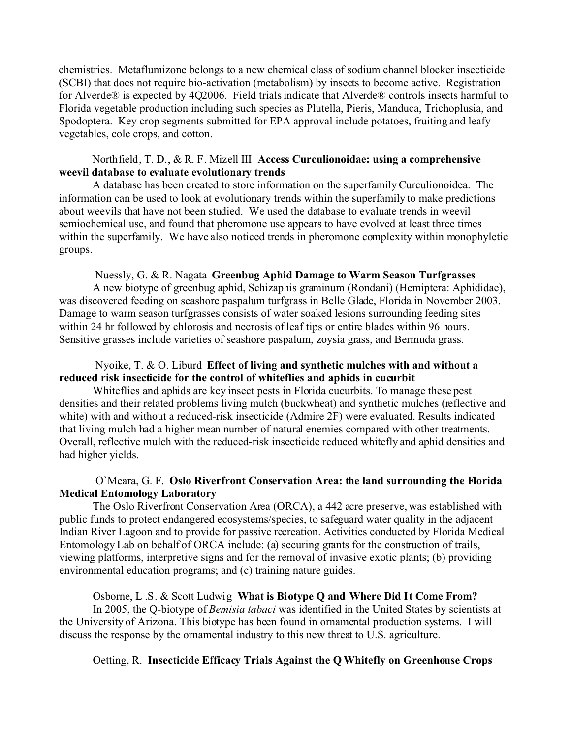chemistries. Metaflumizone belongs to a new chemical class of sodium channel blocker insecticide (SCBI) that does not require bio-activation (metabolism) by insects to become active. Registration for Alverde® is expected by 4Q2006. Field trials indicate that Alverde® controls insects harmful to Florida vegetable production including such species as Plutella, Pieris, Manduca, Trichoplusia, and Spodoptera. Key crop segments submitted for EPA approval include potatoes, fruiting and leafy vegetables, cole crops, and cotton.

Northfield, T. D., & R. F. Mizell III **Access Curculionoidae: using a comprehensive weevil database to evaluate evolutionary trends**

A database has been created to store information on the superfamily Curculionoidea. The information can be used to look at evolutionary trends within the superfamily to make predictions about weevils that have not been studied. We used the database to evaluate trends in weevil semiochemical use, and found that pheromone use appears to have evolved at least three times within the superfamily. We have also noticed trends in pheromone complexity within monophyletic groups.

Nuessly, G. & R. Nagata **Greenbug Aphid Damage to Warm Season Turfgrasses**

A new biotype of greenbug aphid, Schizaphis graminum (Rondani) (Hemiptera: Aphididae), was discovered feeding on seashore paspalum turfgrass in Belle Glade, Florida in November 2003. Damage to warm season turfgrasses consists of water soaked lesions surrounding feeding sites within 24 hr followed by chlorosis and necrosis of leaf tips or entire blades within 96 hours. Sensitive grasses include varieties of seashore paspalum, zoysia grass, and Bermuda grass.

Nyoike, T. & O. Liburd **Effect of living and synthetic mulches with and without a reduced risk insecticide for the control of whiteflies and aphids in cucurbit**

Whiteflies and aphids are key insect pests in Florida cucurbits. To manage these pest densities and their related problems living mulch (buckwheat) and synthetic mulches (reflective and white) with and without a reduced-risk insecticide (Admire 2F) were evaluated. Results indicated that living mulch had a higher mean number of natural enemies compared with other treatments. Overall, reflective mulch with the reduced-risk insecticide reduced whitefly and aphid densities and had higher yields.

O`Meara, G. F. **Oslo Riverfront Conservation Area: the land surrounding the Florida Medical Entomology Laboratory**

The Oslo Riverfront Conservation Area (ORCA), a 442 acre preserve, was established with public funds to protect endangered ecosystems/species, to safeguard water quality in the adjacent Indian River Lagoon and to provide for passive recreation. Activities conducted by Florida Medical Entomology Lab on behalf of ORCA include: (a) securing grants for the construction of trails, viewing platforms, interpretive signs and for the removal of invasive exotic plants; (b) providing environmental education programs; and (c) training nature guides.

Osborne, L .S. & Scott Ludwig **What is Biotype Q and Where Did It Come From?**

In 2005, the Q-biotype of *Bemisia tabaci* was identified in the United States by scientists at the University of Arizona. This biotype has been found in ornamental production systems. I will discuss the response by the ornamental industry to this new threat to U.S. agriculture.

Oetting, R. **Insecticide Efficacy Trials Against the Q Whitefly on Greenhouse Crops**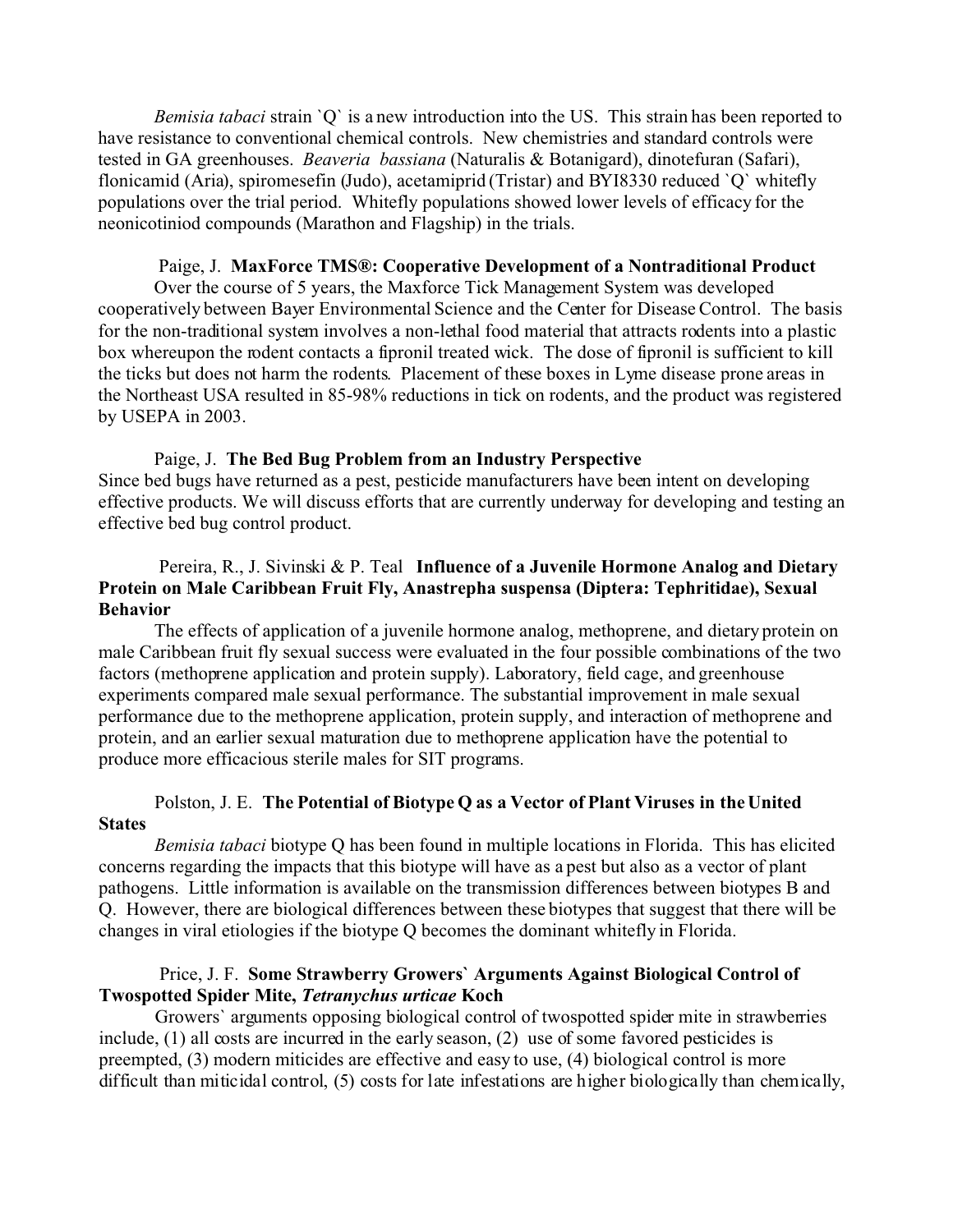*Bemisia tabaci* strain `Q` is a new introduction into the US. This strain has been reported to have resistance to conventional chemical controls. New chemistries and standard controls were tested in GA greenhouses. *Beaveria bassiana* (Naturalis & Botanigard), dinotefuran (Safari), flonicamid (Aria), spiromesefin (Judo), acetamiprid (Tristar) and BYI8330 reduced `Q` whitefly populations over the trial period. Whitefly populations showed lower levels of efficacy for the neonicotiniod compounds (Marathon and Flagship) in the trials.

Paige, J. **MaxForce TMS®: Cooperative Development of a Nontraditional Product**
Over the course of 5 years, the Maxforce Tick Management System was developed cooperatively between Bayer Environmental Science and the Center for Disease Control. The basis for the non-traditional system involves a non-lethal food material that attracts rodents into a plastic box whereupon the rodent contacts a fipronil treated wick. The dose of fipronil is sufficient to kill the ticks but does not harm the rodents. Placement of these boxes in Lyme disease prone areas in the Northeast USA resulted in 85-98% reductions in tick on rodents, and the product was registered by USEPA in 2003.

Paige, J. **The Bed Bug Problem from an Industry Perspective**
Since bed bugs have returned as a pest, pesticide manufacturers have been intent on developing effective products. We will discuss efforts that are currently underway for developing and testing an effective bed bug control product.

Pereira, R., J. Sivinski & P. Teal **Influence of a Juvenile Hormone Analog and Dietary Protein on Male Caribbean Fruit Fly, Anastrepha suspensa (Diptera: Tephritidae), Sexual Behavior**
The effects of application of a juvenile hormone analog, methoprene, and dietary protein on male Caribbean fruit fly sexual success were evaluated in the four possible combinations of the two factors (methoprene application and protein supply). Laboratory, field cage, and greenhouse experiments compared male sexual performance. The substantial improvement in male sexual performance due to the methoprene application, protein supply, and interaction of methoprene and protein, and an earlier sexual maturation due to methoprene application have the potential to produce more efficacious sterile males for SIT programs.

Polston, J. E. **The Potential of Biotype Q as a Vector of Plant Viruses in the United States**
*Bemisia tabaci* biotype Q has been found in multiple locations in Florida. This has elicited concerns regarding the impacts that this biotype will have as a pest but also as a vector of plant pathogens. Little information is available on the transmission differences between biotypes B and Q. However, there are biological differences between these biotypes that suggest that there will be changes in viral etiologies if the biotype Q becomes the dominant whitefly in Florida.

Price, J. F. **Some Strawberry Growers` Arguments Against Biological Control of Twospotted Spider Mite, *Tetranychus urticae* Koch**
Growers` arguments opposing biological control of twospotted spider mite in strawberries include, (1) all costs are incurred in the early season, (2) use of some favored pesticides is preempted, (3) modern miticides are effective and easy to use, (4) biological control is more difficult than miticidal control, (5) costs for late infestations are higher biologically than chemically,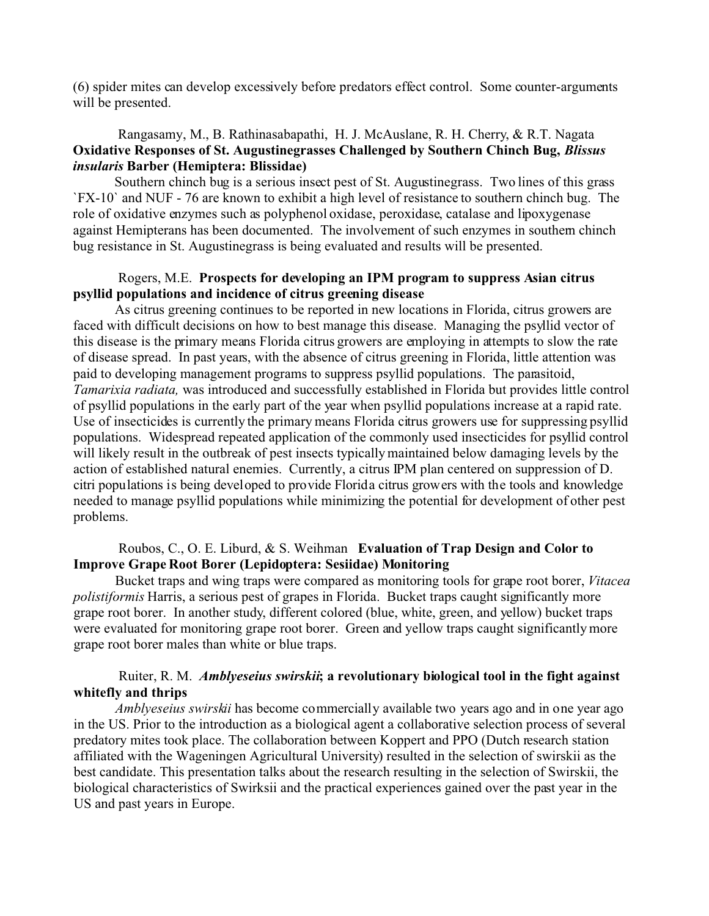(6) spider mites can develop excessively before predators effect control. Some counter-arguments will be presented.

Rangasamy, M., B. Rathinasabapathi, H. J. McAuslane, R. H. Cherry, & R.T. Nagata
**Oxidative Responses of St. Augustinegrasses Challenged by Southern Chinch Bug, *Blissus insularis* Barber (Hemiptera: Blissidae)**

Southern chinch bug is a serious insect pest of St. Augustinegrass. Two lines of this grass `FX-10` and NUF - 76 are known to exhibit a high level of resistance to southern chinch bug. The role of oxidative enzymes such as polyphenol oxidase, peroxidase, catalase and lipoxygenase against Hemipterans has been documented. The involvement of such enzymes in southern chinch bug resistance in St. Augustinegrass is being evaluated and results will be presented.

Rogers, M.E. **Prospects for developing an IPM program to suppress Asian citrus psyllid populations and incidence of citrus greening disease**

As citrus greening continues to be reported in new locations in Florida, citrus growers are faced with difficult decisions on how to best manage this disease. Managing the psyllid vector of this disease is the primary means Florida citrus growers are employing in attempts to slow the rate of disease spread. In past years, with the absence of citrus greening in Florida, little attention was paid to developing management programs to suppress psyllid populations. The parasitoid, *Tamarixia radiata,* was introduced and successfully established in Florida but provides little control of psyllid populations in the early part of the year when psyllid populations increase at a rapid rate. Use of insecticides is currently the primary means Florida citrus growers use for suppressing psyllid populations. Widespread repeated application of the commonly used insecticides for psyllid control will likely result in the outbreak of pest insects typically maintained below damaging levels by the action of established natural enemies. Currently, a citrus IPM plan centered on suppression of D. citri populations is being developed to provide Florida citrus growers with the tools and knowledge needed to manage psyllid populations while minimizing the potential for development of other pest problems.

Roubos, C., O. E. Liburd, & S. Weihman **Evaluation of Trap Design and Color to Improve Grape Root Borer (Lepidoptera: Sesiidae) Monitoring**

Bucket traps and wing traps were compared as monitoring tools for grape root borer, *Vitacea polistiformis* Harris, a serious pest of grapes in Florida. Bucket traps caught significantly more grape root borer. In another study, different colored (blue, white, green, and yellow) bucket traps were evaluated for monitoring grape root borer. Green and yellow traps caught significantly more grape root borer males than white or blue traps.

Ruiter, R. M. ***Amblyeseius swirskii*; a revolutionary biological tool in the fight against whitefly and thrips**

*Amblyeseius swirskii* has become commercially available two years ago and in one year ago in the US. Prior to the introduction as a biological agent a collaborative selection process of several predatory mites took place. The collaboration between Koppert and PPO (Dutch research station affiliated with the Wageningen Agricultural University) resulted in the selection of swirskii as the best candidate. This presentation talks about the research resulting in the selection of Swirskii, the biological characteristics of Swirksii and the practical experiences gained over the past year in the US and past years in Europe.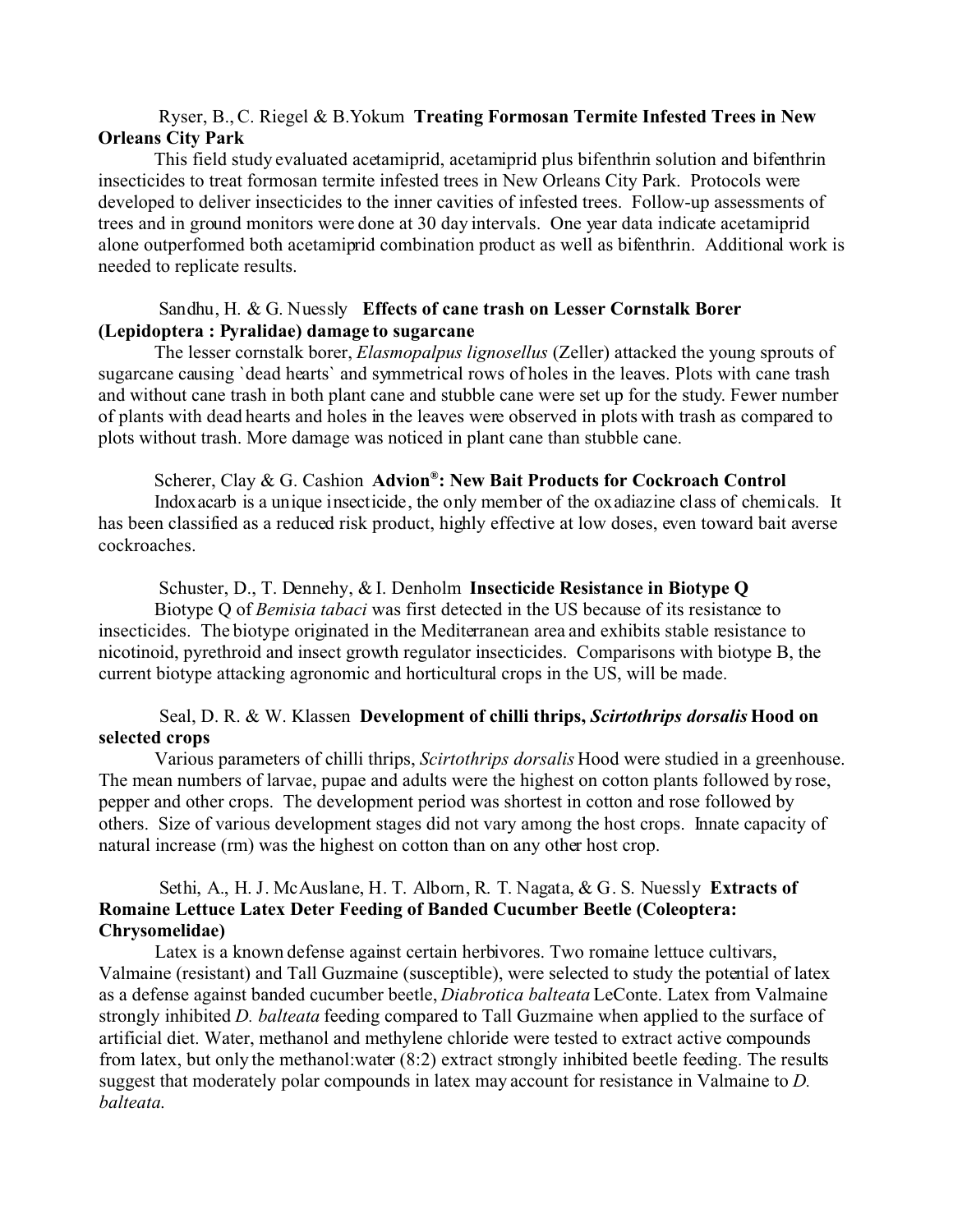Ryser, B., C. Riegel & B.Yokum **Treating Formosan Termite Infested Trees in New Orleans City Park**

This field study evaluated acetamiprid, acetamiprid plus bifenthrin solution and bifenthrin insecticides to treat formosan termite infested trees in New Orleans City Park. Protocols were developed to deliver insecticides to the inner cavities of infested trees. Follow-up assessments of trees and in ground monitors were done at 30 day intervals. One year data indicate acetamiprid alone outperformed both acetamiprid combination product as well as bifenthrin. Additional work is needed to replicate results.

Sandhu, H. & G. Nuessly **Effects of cane trash on Lesser Cornstalk Borer (Lepidoptera : Pyralidae) damage to sugarcane**

The lesser cornstalk borer, *Elasmopalpus lignosellus* (Zeller) attacked the young sprouts of sugarcane causing `dead hearts` and symmetrical rows of holes in the leaves. Plots with cane trash and without cane trash in both plant cane and stubble cane were set up for the study. Fewer number of plants with dead hearts and holes in the leaves were observed in plots with trash as compared to plots without trash. More damage was noticed in plant cane than stubble cane.

Scherer, Clay & G. Cashion **Advion®: New Bait Products for Cockroach Control**

Indoxacarb is a unique insecticide, the only member of the oxadiazine class of chemicals. It has been classified as a reduced risk product, highly effective at low doses, even toward bait averse cockroaches.

Schuster, D., T. Dennehy, & I. Denholm **Insecticide Resistance in Biotype Q**

Biotype Q of *Bemisia tabaci* was first detected in the US because of its resistance to insecticides. The biotype originated in the Mediterranean area and exhibits stable resistance to nicotinoid, pyrethroid and insect growth regulator insecticides. Comparisons with biotype B, the current biotype attacking agronomic and horticultural crops in the US, will be made.

Seal, D. R. & W. Klassen **Development of chilli thrips, *Scirtothrips dorsalis* Hood on selected crops**

Various parameters of chilli thrips, *Scirtothrips dorsalis* Hood were studied in a greenhouse. The mean numbers of larvae, pupae and adults were the highest on cotton plants followed by rose, pepper and other crops. The development period was shortest in cotton and rose followed by others. Size of various development stages did not vary among the host crops. Innate capacity of natural increase (rm) was the highest on cotton than on any other host crop.

Sethi, A., H. J. McAuslane, H. T. Alborn, R. T. Nagata, & G. S. Nuessly **Extracts of Romaine Lettuce Latex Deter Feeding of Banded Cucumber Beetle (Coleoptera: Chrysomelidae)**

Latex is a known defense against certain herbivores. Two romaine lettuce cultivars, Valmaine (resistant) and Tall Guzmaine (susceptible), were selected to study the potential of latex as a defense against banded cucumber beetle, *Diabrotica balteata* LeConte. Latex from Valmaine strongly inhibited *D. balteata* feeding compared to Tall Guzmaine when applied to the surface of artificial diet. Water, methanol and methylene chloride were tested to extract active compounds from latex, but only the methanol:water (8:2) extract strongly inhibited beetle feeding. The results suggest that moderately polar compounds in latex may account for resistance in Valmaine to *D. balteata.*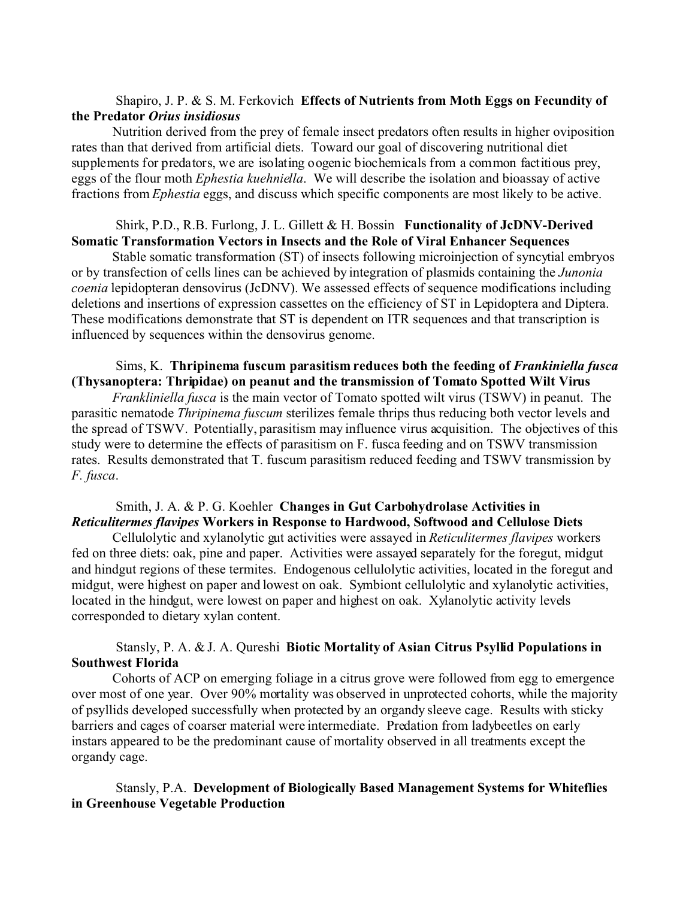Shapiro, J. P. & S. M. Ferkovich **Effects of Nutrients from Moth Eggs on Fecundity of the Predator *Orius insidiosus***

Nutrition derived from the prey of female insect predators often results in higher oviposition rates than that derived from artificial diets. Toward our goal of discovering nutritional diet supplements for predators, we are isolating oogenic biochemicals from a common factitious prey, eggs of the flour moth *Ephestia kuehniella*. We will describe the isolation and bioassay of active fractions from *Ephestia* eggs, and discuss which specific components are most likely to be active.

Shirk, P.D., R.B. Furlong, J. L. Gillett & H. Bossin **Functionality of JcDNV-Derived Somatic Transformation Vectors in Insects and the Role of Viral Enhancer Sequences**

Stable somatic transformation (ST) of insects following microinjection of syncytial embryos or by transfection of cells lines can be achieved by integration of plasmids containing the *Junonia coenia* lepidopteran densovirus (JcDNV). We assessed effects of sequence modifications including deletions and insertions of expression cassettes on the efficiency of ST in Lepidoptera and Diptera. These modifications demonstrate that ST is dependent on ITR sequences and that transcription is influenced by sequences within the densovirus genome.

Sims, K. **Thripinema fuscum parasitism reduces both the feeding of *Frankiniella fusca* (Thysanoptera: Thripidae) on peanut and the transmission of Tomato Spotted Wilt Virus**

*Frankliniella fusca* is the main vector of Tomato spotted wilt virus (TSWV) in peanut. The parasitic nematode *Thripinema fuscum* sterilizes female thrips thus reducing both vector levels and the spread of TSWV. Potentially, parasitism may influence virus acquisition. The objectives of this study were to determine the effects of parasitism on F. fusca feeding and on TSWV transmission rates. Results demonstrated that T. fuscum parasitism reduced feeding and TSWV transmission by *F. fusca*.

Smith, J. A. & P. G. Koehler **Changes in Gut Carbohydrolase Activities in *Reticulitermes flavipes* Workers in Response to Hardwood, Softwood and Cellulose Diets**

Cellulolytic and xylanolytic gut activities were assayed in *Reticulitermes flavipes* workers fed on three diets: oak, pine and paper. Activities were assayed separately for the foregut, midgut and hindgut regions of these termites. Endogenous cellulolytic activities, located in the foregut and midgut, were highest on paper and lowest on oak. Symbiont cellulolytic and xylanolytic activities, located in the hindgut, were lowest on paper and highest on oak. Xylanolytic activity levels corresponded to dietary xylan content.

Stansly, P. A. & J. A. Qureshi **Biotic Mortality of Asian Citrus Psyllid Populations in Southwest Florida**

Cohorts of ACP on emerging foliage in a citrus grove were followed from egg to emergence over most of one year. Over 90% mortality was observed in unprotected cohorts, while the majority of psyllids developed successfully when protected by an organdy sleeve cage. Results with sticky barriers and cages of coarser material were intermediate. Predation from ladybeetles on early instars appeared to be the predominant cause of mortality observed in all treatments except the organdy cage.

Stansly, P.A. **Development of Biologically Based Management Systems for Whiteflies in Greenhouse Vegetable Production**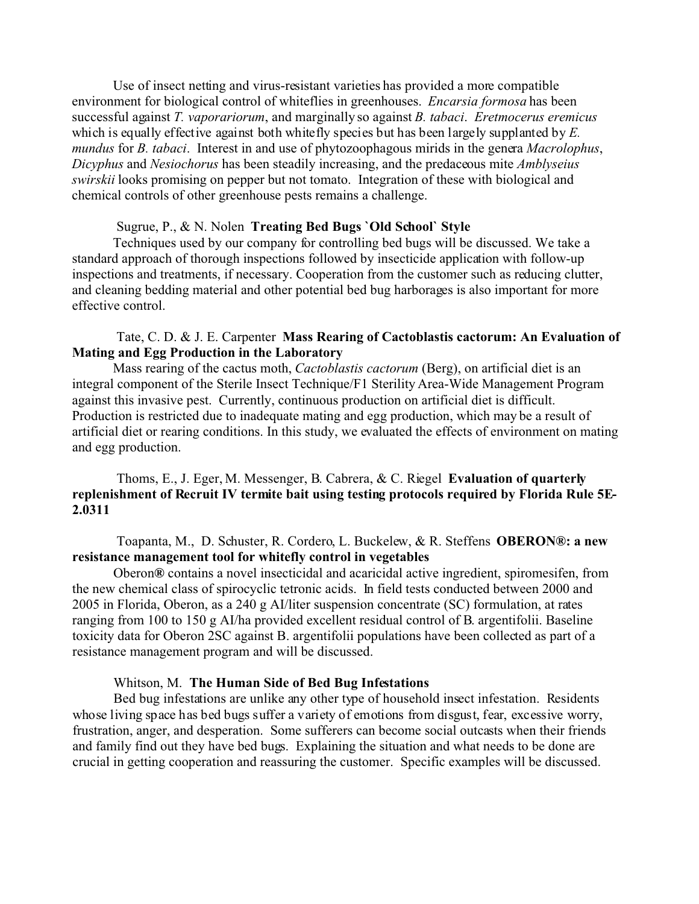Use of insect netting and virus-resistant varieties has provided a more compatible environment for biological control of whiteflies in greenhouses. *Encarsia formosa* has been successful against *T. vaporariorum*, and marginally so against *B. tabaci*. *Eretmocerus eremicus* which is equally effective against both whitefly species but has been largely supplanted by *E. mundus* for *B. tabaci*. Interest in and use of phytozoophagous mirids in the genera *Macrolophus*, *Dicyphus* and *Nesiochorus* has been steadily increasing, and the predaceous mite *Amblyseius swirskii* looks promising on pepper but not tomato. Integration of these with biological and chemical controls of other greenhouse pests remains a challenge.

Sugrue, P., & N. Nolen **Treating Bed Bugs `Old School` Style**

Techniques used by our company for controlling bed bugs will be discussed. We take a standard approach of thorough inspections followed by insecticide application with follow-up inspections and treatments, if necessary. Cooperation from the customer such as reducing clutter, and cleaning bedding material and other potential bed bug harborages is also important for more effective control.

Tate, C. D. & J. E. Carpenter **Mass Rearing of Cactoblastis cactorum: An Evaluation of Mating and Egg Production in the Laboratory**

Mass rearing of the cactus moth, *Cactoblastis cactorum* (Berg), on artificial diet is an integral component of the Sterile Insect Technique/F1 Sterility Area-Wide Management Program against this invasive pest. Currently, continuous production on artificial diet is difficult. Production is restricted due to inadequate mating and egg production, which may be a result of artificial diet or rearing conditions. In this study, we evaluated the effects of environment on mating and egg production.

Thoms, E., J. Eger, M. Messenger, B. Cabrera, & C. Riegel **Evaluation of quarterly replenishment of Recruit IV termite bait using testing protocols required by Florida Rule 5E-2.0311**

Toapanta, M., D. Schuster, R. Cordero, L. Buckelew, & R. Steffens **OBERON®: a new resistance management tool for whitefly control in vegetables**

Oberon® contains a novel insecticidal and acaricidal active ingredient, spiromesifen, from the new chemical class of spirocyclic tetronic acids. In field tests conducted between 2000 and 2005 in Florida, Oberon, as a 240 g AI/liter suspension concentrate (SC) formulation, at rates ranging from 100 to 150 g AI/ha provided excellent residual control of B. argentifolii. Baseline toxicity data for Oberon 2SC against B. argentifolii populations have been collected as part of a resistance management program and will be discussed.

Whitson, M. **The Human Side of Bed Bug Infestations**

Bed bug infestations are unlike any other type of household insect infestation. Residents whose living space has bed bugs suffer a variety of emotions from disgust, fear, excessive worry, frustration, anger, and desperation. Some sufferers can become social outcasts when their friends and family find out they have bed bugs. Explaining the situation and what needs to be done are crucial in getting cooperation and reassuring the customer. Specific examples will be discussed.